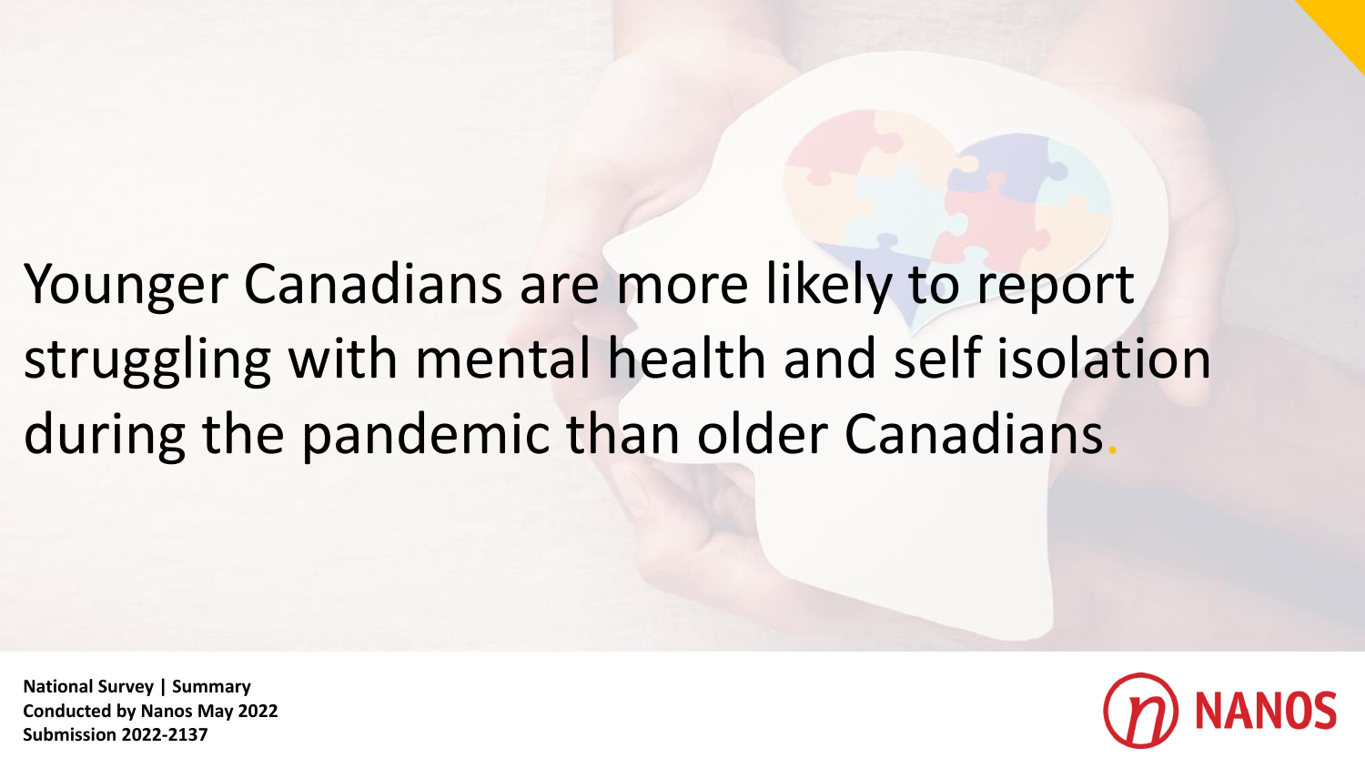# Younger Canadians are more likely to report struggling with mental health and self isolation during the pandemic than older Canadians.

**National Survey | Summary**
**Conducted by Nanos May 2022**
**Submission 2022-2137**

NANOS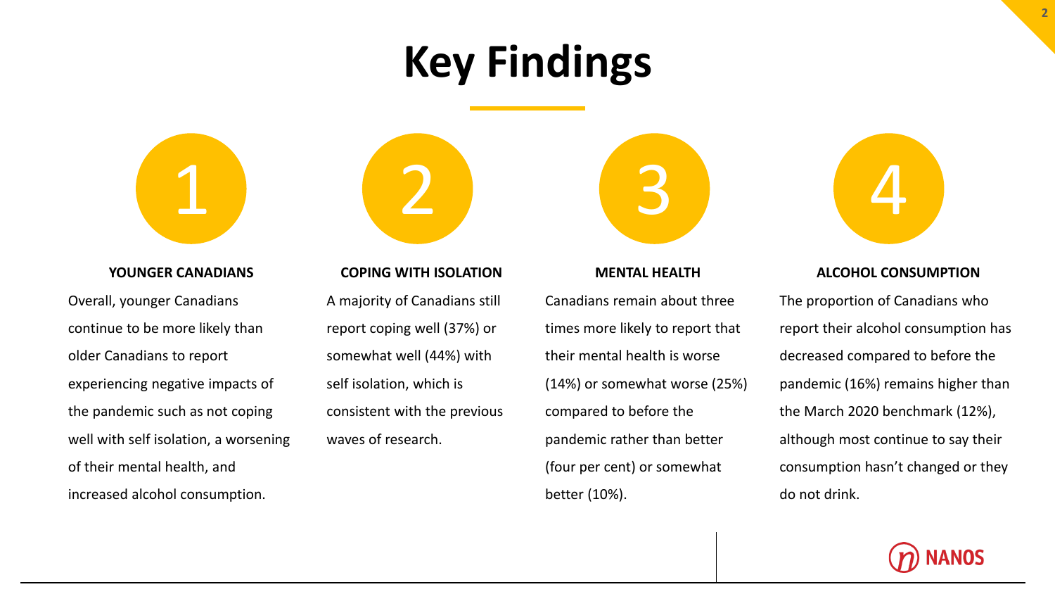# Key Findings

## 1

### YOUNGER CANADIANS

Overall, younger Canadians continue to be more likely than older Canadians to report experiencing negative impacts of the pandemic such as not coping well with self isolation, a worsening of their mental health, and increased alcohol consumption.

## 2

### COPING WITH ISOLATION

A majority of Canadians still report coping well (37%) or somewhat well (44%) with self isolation, which is consistent with the previous waves of research.

## 3

### MENTAL HEALTH

Canadians remain about three times more likely to report that their mental health is worse (14%) or somewhat worse (25%) compared to before the pandemic rather than better (four per cent) or somewhat better (10%).

## 4

### ALCOHOL CONSUMPTION

The proportion of Canadians who report their alcohol consumption has decreased compared to before the pandemic (16%) remains higher than the March 2020 benchmark (12%), although most continue to say their consumption hasn't changed or they do not drink.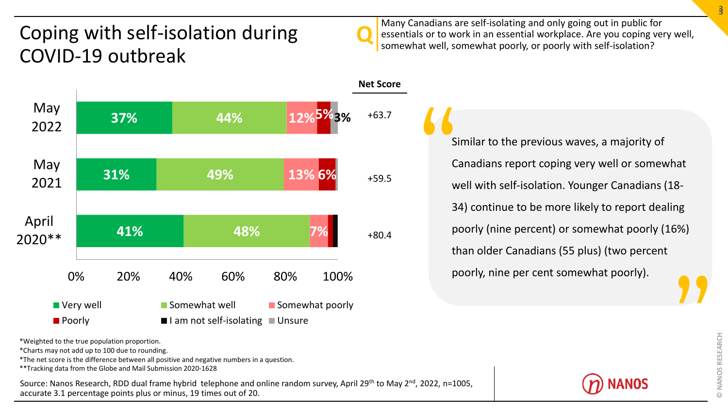# Coping with self-isolation during COVID-19 outbreak

**Q** Many Canadians are self-isolating and only going out in public for essentials or to work in an essential workplace. Are you coping very well, somewhat well, somewhat poorly, or poorly with self-isolation?

| | Very well | Somewhat well | Somewhat poorly | Poorly | I am not self-isolating | Unsure | Net Score |
|---|---|---|---|---|---|---|---|
| May 2022 | 37% | 44% | 12% | 5% | | 3% | +63.7 |
| May 2021 | 31% | 49% | 13% | 6% | | | +59.5 |
| April 2020** | 41% | 48% | 7% | | | | +80.4 |

"Similar to the previous waves, a majority of Canadians report coping very well or somewhat well with self-isolation. Younger Canadians (18-34) continue to be more likely to report dealing poorly (nine percent) or somewhat poorly (16%) than older Canadians (55 plus) (two percent poorly, nine per cent somewhat poorly)."

*Weighted to the true population proportion.
*Charts may not add up to 100 due to rounding.
*The net score is the difference between all positive and negative numbers in a question.
**Tracking data from the Globe and Mail Submission 2020-1628

Source: Nanos Research, RDD dual frame hybrid telephone and online random survey, April 29th to May 2nd, 2022, n=1005, accurate 3.1 percentage points plus or minus, 19 times out of 20.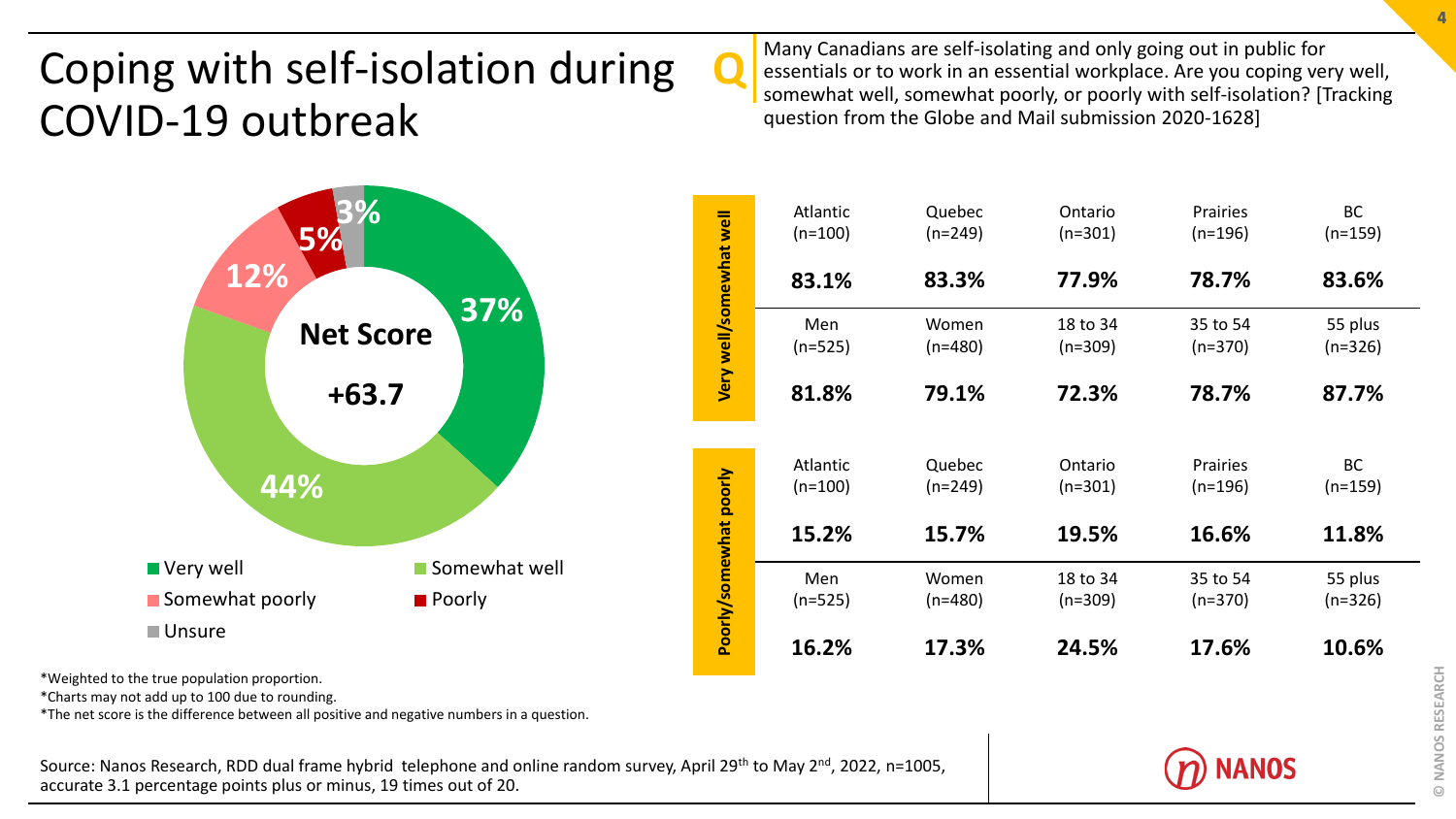# Coping with self-isolation during COVID-19 outbreak

**Q** Many Canadians are self-isolating and only going out in public for essentials or to work in an essential workplace. Are you coping very well, somewhat well, somewhat poorly, or poorly with self-isolation? [Tracking question from the Globe and Mail submission 2020-1628]

| Response | % |
|---|---|
| Very well | 37% |
| Somewhat well | 44% |
| Somewhat poorly | 12% |
| Poorly | 5% |
| Unsure | 3% |

**Net Score +63.7**

**Very well/somewhat well**

| Atlantic (n=100) | Quebec (n=249) | Ontario (n=301) | Prairies (n=196) | BC (n=159) |
|---|---|---|---|---|
| **83.1%** | **83.3%** | **77.9%** | **78.7%** | **83.6%** |

| Men (n=525) | Women (n=480) | 18 to 34 (n=309) | 35 to 54 (n=370) | 55 plus (n=326) |
|---|---|---|---|---|
| **81.8%** | **79.1%** | **72.3%** | **78.7%** | **87.7%** |

**Poorly/somewhat poorly**

| Atlantic (n=100) | Quebec (n=249) | Ontario (n=301) | Prairies (n=196) | BC (n=159) |
|---|---|---|---|---|
| **15.2%** | **15.7%** | **19.5%** | **16.6%** | **11.8%** |

| Men (n=525) | Women (n=480) | 18 to 34 (n=309) | 35 to 54 (n=370) | 55 plus (n=326) |
|---|---|---|---|---|
| **16.2%** | **17.3%** | **24.5%** | **17.6%** | **10.6%** |

*Weighted to the true population proportion.
*Charts may not add up to 100 due to rounding.
*The net score is the difference between all positive and negative numbers in a question.

Source: Nanos Research, RDD dual frame hybrid telephone and online random survey, April 29th to May 2nd, 2022, n=1005, accurate 3.1 percentage points plus or minus, 19 times out of 20.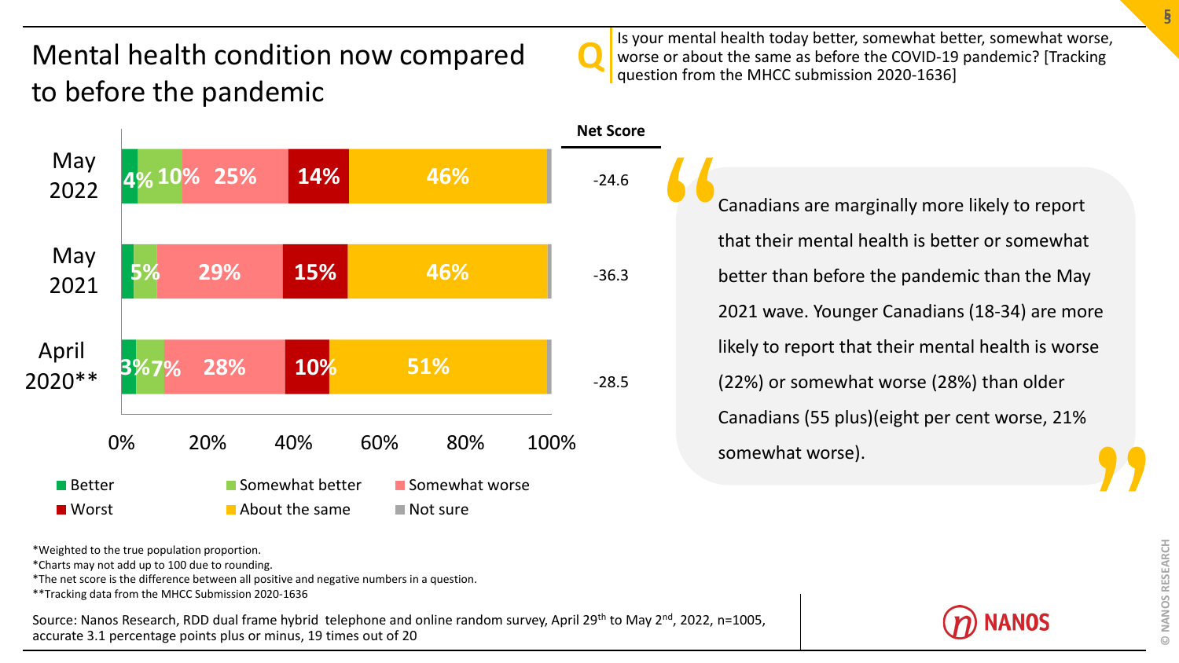# Mental health condition now compared to before the pandemic

**Q** Is your mental health today better, somewhat better, somewhat worse, worse or about the same as before the COVID-19 pandemic? [Tracking question from the MHCC submission 2020-1636]

| | Better | Somewhat better | Somewhat worse | Worst | About the same | Net Score |
|---|---|---|---|---|---|---|
| May 2022 | 4% | 10% | 25% | 14% | 46% | -24.6 |
| May 2021 | | 5% | 29% | 15% | 46% | -36.3 |
| April 2020** | 3% | 7% | 28% | 10% | 51% | -28.5 |

Legend: Better, Somewhat better, Somewhat worse, Worst, About the same, Not sure

"Canadians are marginally more likely to report that their mental health is better or somewhat better than before the pandemic than the May 2021 wave. Younger Canadians (18-34) are more likely to report that their mental health is worse (22%) or somewhat worse (28%) than older Canadians (55 plus)(eight per cent worse, 21% somewhat worse)."

*Weighted to the true population proportion.
*Charts may not add up to 100 due to rounding.
*The net score is the difference between all positive and negative numbers in a question.
**Tracking data from the MHCC Submission 2020-1636

Source: Nanos Research, RDD dual frame hybrid telephone and online random survey, April 29th to May 2nd, 2022, n=1005, accurate 3.1 percentage points plus or minus, 19 times out of 20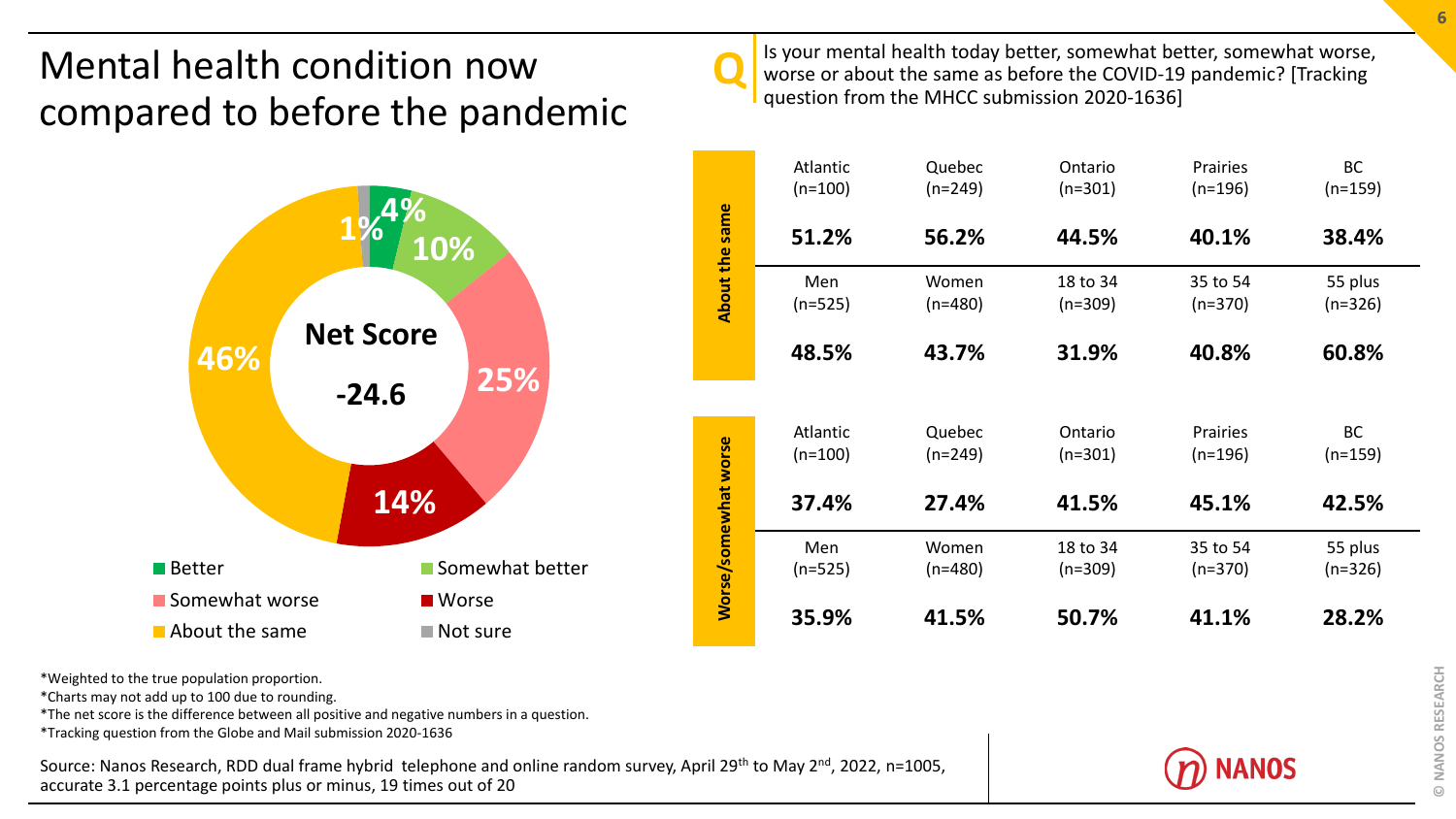# Mental health condition now compared to before the pandemic

**Q** Is your mental health today better, somewhat better, somewhat worse, worse or about the same as before the COVID-19 pandemic? [Tracking question from the MHCC submission 2020-1636]

**Net Score -24.6**

| Response | % |
|---|---|
| Better | 4% |
| Somewhat better | 10% |
| Somewhat worse | 25% |
| Worse | 14% |
| About the same | 46% |
| Not sure | 1% |

**About the same**

| Atlantic (n=100) | Quebec (n=249) | Ontario (n=301) | Prairies (n=196) | BC (n=159) |
|---|---|---|---|---|
| 51.2% | 56.2% | 44.5% | 40.1% | 38.4% |

| Men (n=525) | Women (n=480) | 18 to 34 (n=309) | 35 to 54 (n=370) | 55 plus (n=326) |
|---|---|---|---|---|
| 48.5% | 43.7% | 31.9% | 40.8% | 60.8% |

**Worse/somewhat worse**

| Atlantic (n=100) | Quebec (n=249) | Ontario (n=301) | Prairies (n=196) | BC (n=159) |
|---|---|---|---|---|
| 37.4% | 27.4% | 41.5% | 45.1% | 42.5% |

| Men (n=525) | Women (n=480) | 18 to 34 (n=309) | 35 to 54 (n=370) | 55 plus (n=326) |
|---|---|---|---|---|
| 35.9% | 41.5% | 50.7% | 41.1% | 28.2% |

*Weighted to the true population proportion.
*Charts may not add up to 100 due to rounding.
*The net score is the difference between all positive and negative numbers in a question.
*Tracking question from the Globe and Mail submission 2020-1636

Source: Nanos Research, RDD dual frame hybrid telephone and online random survey, April 29th to May 2nd, 2022, n=1005, accurate 3.1 percentage points plus or minus, 19 times out of 20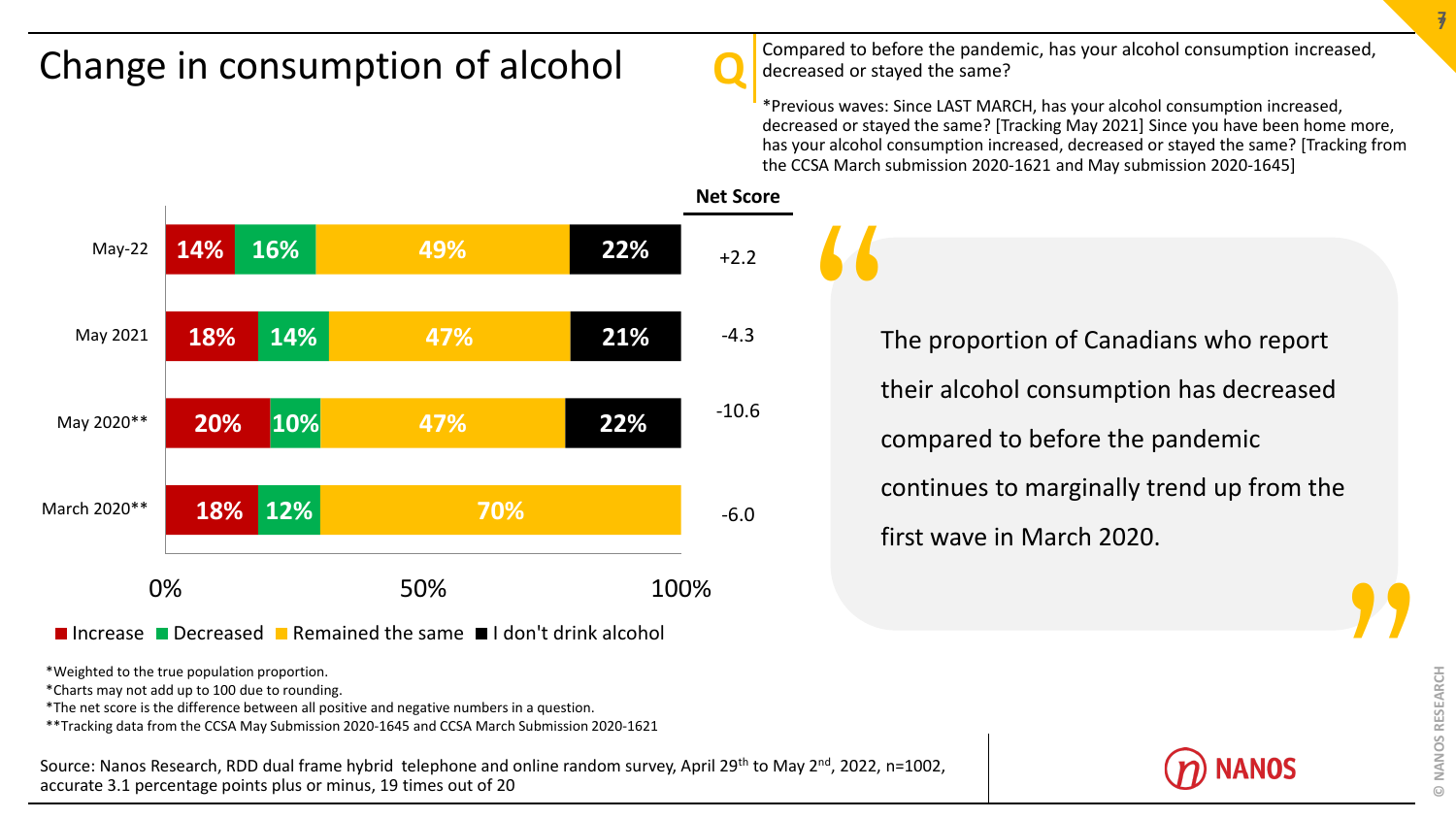# Change in consumption of alcohol

**Q** Compared to before the pandemic, has your alcohol consumption increased, decreased or stayed the same?

*Previous waves: Since LAST MARCH, has your alcohol consumption increased, decreased or stayed the same? [Tracking May 2021] Since you have been home more, has your alcohol consumption increased, decreased or stayed the same? [Tracking from the CCSA March submission 2020-1621 and May submission 2020-1645]

| | Increase | Decreased | Remained the same | I don't drink alcohol | Net Score |
|---|---|---|---|---|---|
| May-22 | 14% | 16% | 49% | 22% | +2.2 |
| May 2021 | 18% | 14% | 47% | 21% | -4.3 |
| May 2020** | 20% | 10% | 47% | 22% | -10.6 |
| March 2020** | 18% | 12% | 70% | | -6.0 |

"The proportion of Canadians who report their alcohol consumption has decreased compared to before the pandemic continues to marginally trend up from the first wave in March 2020."

*Weighted to the true population proportion.
*Charts may not add up to 100 due to rounding.
*The net score is the difference between all positive and negative numbers in a question.
**Tracking data from the CCSA May Submission 2020-1645 and CCSA March Submission 2020-1621

Source: Nanos Research, RDD dual frame hybrid telephone and online random survey, April 29th to May 2nd, 2022, n=1002, accurate 3.1 percentage points plus or minus, 19 times out of 20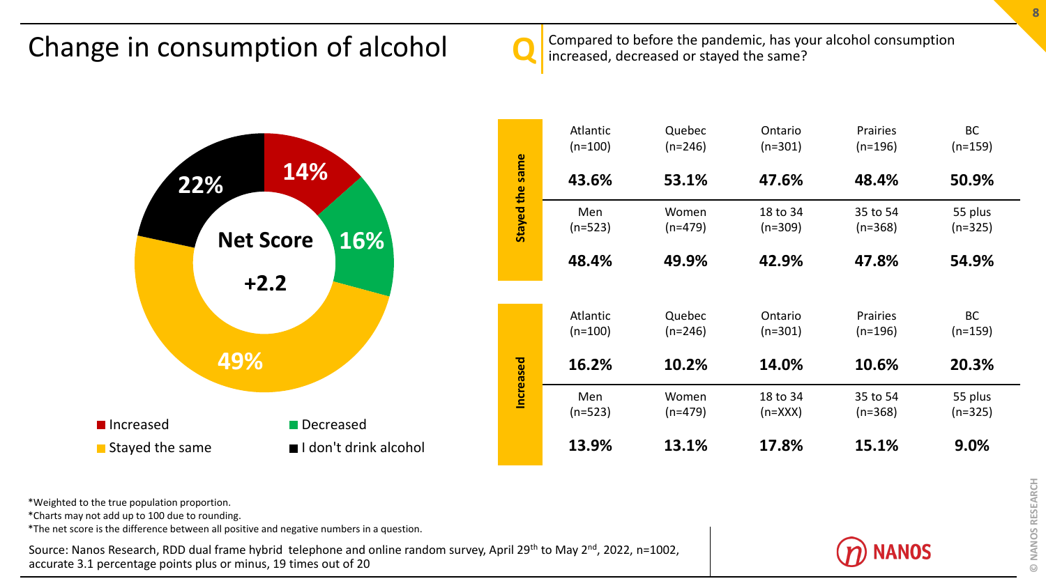# Change in consumption of alcohol

**Q** Compared to before the pandemic, has your alcohol consumption increased, decreased or stayed the same?

| Response | Percent |
|---|---|
| Increased | 14% |
| Decreased | 16% |
| Stayed the same | 49% |
| I don't drink alcohol | 22% |

**Net Score**

**+2.2**

**Stayed the same**

| Atlantic (n=100) | Quebec (n=246) | Ontario (n=301) | Prairies (n=196) | BC (n=159) |
|---|---|---|---|---|
| **43.6%** | **53.1%** | **47.6%** | **48.4%** | **50.9%** |

| Men (n=523) | Women (n=479) | 18 to 34 (n=309) | 35 to 54 (n=368) | 55 plus (n=325) |
|---|---|---|---|---|
| **48.4%** | **49.9%** | **42.9%** | **47.8%** | **54.9%** |

**Increased**

| Atlantic (n=100) | Quebec (n=246) | Ontario (n=301) | Prairies (n=196) | BC (n=159) |
|---|---|---|---|---|
| **16.2%** | **10.2%** | **14.0%** | **10.6%** | **20.3%** |

| Men (n=523) | Women (n=479) | 18 to 34 (n=XXX) | 35 to 54 (n=368) | 55 plus (n=325) |
|---|---|---|---|---|
| **13.9%** | **13.1%** | **17.8%** | **15.1%** | **9.0%** |

*Weighted to the true population proportion.
*Charts may not add up to 100 due to rounding.
*The net score is the difference between all positive and negative numbers in a question.

Source: Nanos Research, RDD dual frame hybrid telephone and online random survey, April 29th to May 2nd, 2022, n=1002, accurate 3.1 percentage points plus or minus, 19 times out of 20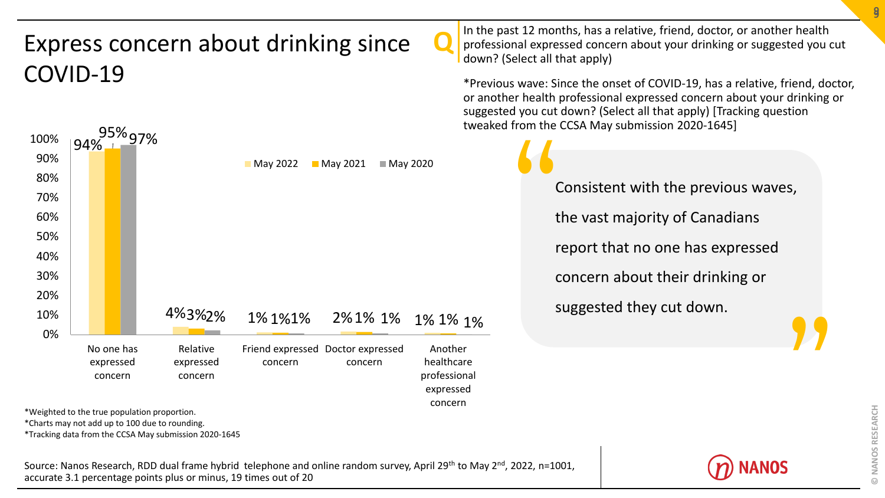# Express concern about drinking since COVID-19

**Q** In the past 12 months, has a relative, friend, doctor, or another health professional expressed concern about your drinking or suggested you cut down? (Select all that apply)

*Previous wave: Since the onset of COVID-19, has a relative, friend, doctor, or another health professional expressed concern about your drinking or suggested you cut down? (Select all that apply) [Tracking question tweaked from the CCSA May submission 2020-1645]

| | May 2022 | May 2021 | May 2020 |
|---|---|---|---|
| No one has expressed concern | 94% | 95% | 97% |
| Relative expressed concern | 4% | 3% | 2% |
| Friend expressed concern | 1% | 1% | 1% |
| Doctor expressed concern | 2% | 1% | 1% |
| Another healthcare professional expressed concern | 1% | 1% | 1% |

> Consistent with the previous waves, the vast majority of Canadians report that no one has expressed concern about their drinking or suggested they cut down.

*Weighted to the true population proportion.
*Charts may not add up to 100 due to rounding.
*Tracking data from the CCSA May submission 2020-1645

Source: Nanos Research, RDD dual frame hybrid telephone and online random survey, April 29th to May 2nd, 2022, n=1001, accurate 3.1 percentage points plus or minus, 19 times out of 20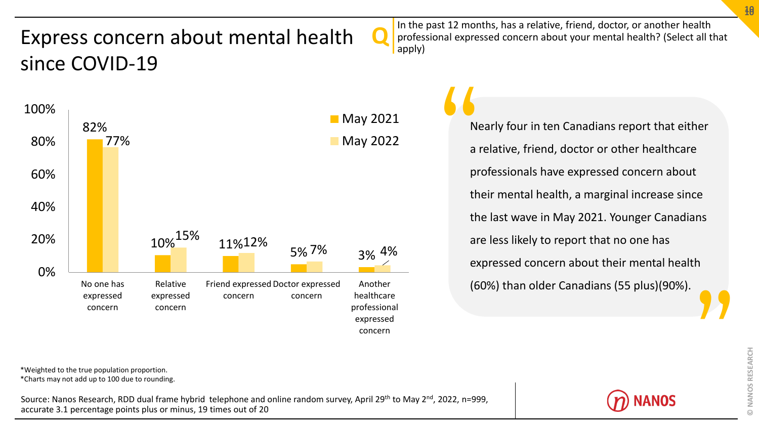# Express concern about mental health since COVID-19

**Q** In the past 12 months, has a relative, friend, doctor, or another health professional expressed concern about your mental health? (Select all that apply)

| | May 2021 | May 2022 |
|---|---|---|
| No one has expressed concern | 82% | 77% |
| Relative expressed concern | 10% | 15% |
| Friend expressed concern | 11% | 12% |
| Doctor expressed concern | 5% | 7% |
| Another healthcare professional expressed concern | 3% | 4% |

> Nearly four in ten Canadians report that either a relative, friend, doctor or other healthcare professionals have expressed concern about their mental health, a marginal increase since the last wave in May 2021. Younger Canadians are less likely to report that no one has expressed concern about their mental health (60%) than older Canadians (55 plus)(90%).

*Weighted to the true population proportion.
*Charts may not add up to 100 due to rounding.

Source: Nanos Research, RDD dual frame hybrid telephone and online random survey, April 29th to May 2nd, 2022, n=999, accurate 3.1 percentage points plus or minus, 19 times out of 20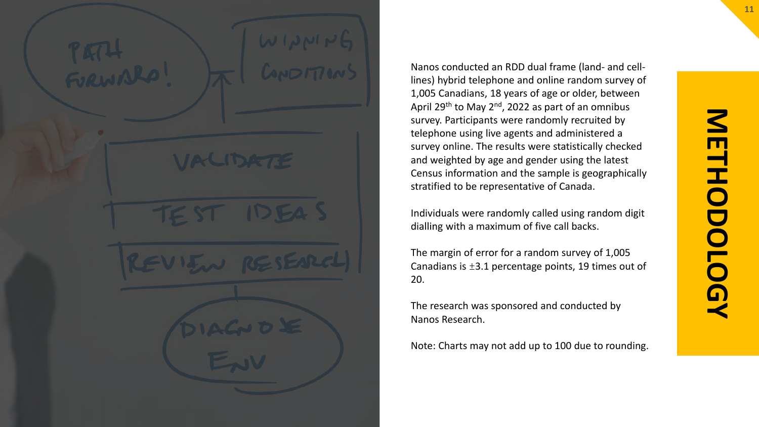# METHODOLOGY

Nanos conducted an RDD dual frame (land- and cell-lines) hybrid telephone and online random survey of 1,005 Canadians, 18 years of age or older, between April 29th to May 2nd, 2022 as part of an omnibus survey. Participants were randomly recruited by telephone using live agents and administered a survey online. The results were statistically checked and weighted by age and gender using the latest Census information and the sample is geographically stratified to be representative of Canada.

Individuals were randomly called using random digit dialling with a maximum of five call backs.

The margin of error for a random survey of 1,005 Canadians is ±3.1 percentage points, 19 times out of 20.

The research was sponsored and conducted by Nanos Research.

Note: Charts may not add up to 100 due to rounding.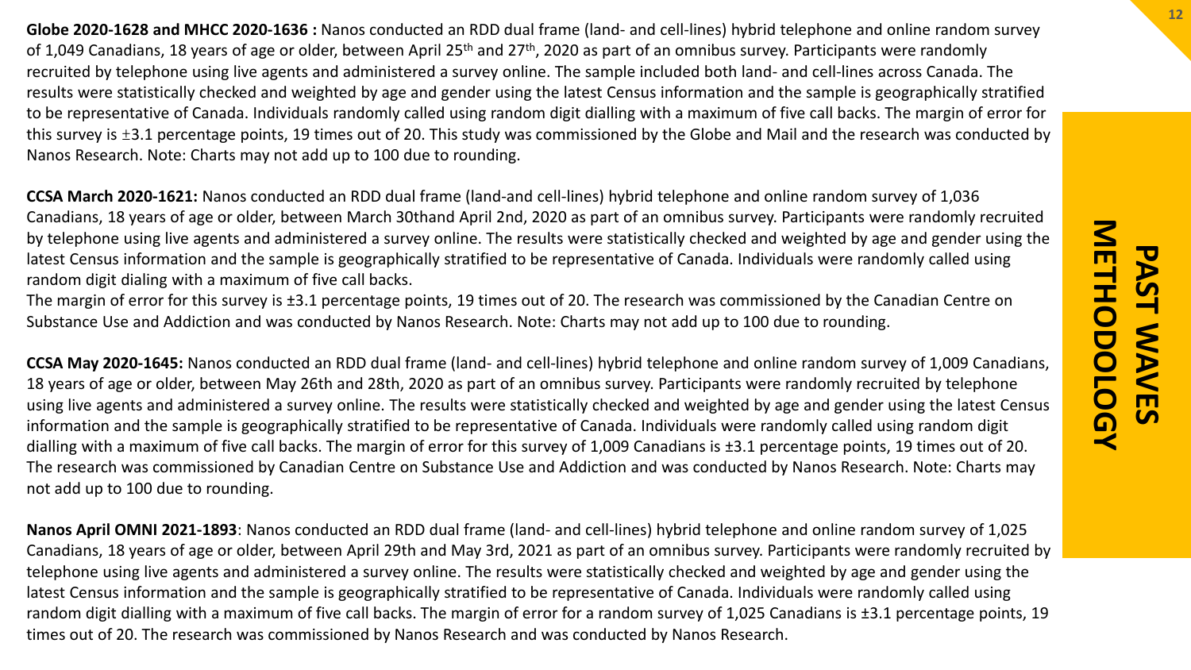# PAST WAVES METHODOLOGY

**Globe 2020-1628 and MHCC 2020-1636 :** Nanos conducted an RDD dual frame (land- and cell-lines) hybrid telephone and online random survey of 1,049 Canadians, 18 years of age or older, between April 25th and 27th, 2020 as part of an omnibus survey. Participants were randomly recruited by telephone using live agents and administered a survey online. The sample included both land- and cell-lines across Canada. The results were statistically checked and weighted by age and gender using the latest Census information and the sample is geographically stratified to be representative of Canada. Individuals randomly called using random digit dialling with a maximum of five call backs. The margin of error for this survey is ±3.1 percentage points, 19 times out of 20. This study was commissioned by the Globe and Mail and the research was conducted by Nanos Research. Note: Charts may not add up to 100 due to rounding.

**CCSA March 2020-1621:** Nanos conducted an RDD dual frame (land-and cell-lines) hybrid telephone and online random survey of 1,036 Canadians, 18 years of age or older, between March 30thand April 2nd, 2020 as part of an omnibus survey. Participants were randomly recruited by telephone using live agents and administered a survey online. The results were statistically checked and weighted by age and gender using the latest Census information and the sample is geographically stratified to be representative of Canada. Individuals were randomly called using random digit dialing with a maximum of five call backs.
The margin of error for this survey is ±3.1 percentage points, 19 times out of 20. The research was commissioned by the Canadian Centre on Substance Use and Addiction and was conducted by Nanos Research. Note: Charts may not add up to 100 due to rounding.

**CCSA May 2020-1645:** Nanos conducted an RDD dual frame (land- and cell-lines) hybrid telephone and online random survey of 1,009 Canadians, 18 years of age or older, between May 26th and 28th, 2020 as part of an omnibus survey. Participants were randomly recruited by telephone using live agents and administered a survey online. The results were statistically checked and weighted by age and gender using the latest Census information and the sample is geographically stratified to be representative of Canada. Individuals were randomly called using random digit dialling with a maximum of five call backs. The margin of error for this survey of 1,009 Canadians is ±3.1 percentage points, 19 times out of 20. The research was commissioned by Canadian Centre on Substance Use and Addiction and was conducted by Nanos Research. Note: Charts may not add up to 100 due to rounding.

**Nanos April OMNI 2021-1893**: Nanos conducted an RDD dual frame (land- and cell-lines) hybrid telephone and online random survey of 1,025 Canadians, 18 years of age or older, between April 29th and May 3rd, 2021 as part of an omnibus survey. Participants were randomly recruited by telephone using live agents and administered a survey online. The results were statistically checked and weighted by age and gender using the latest Census information and the sample is geographically stratified to be representative of Canada. Individuals were randomly called using random digit dialling with a maximum of five call backs. The margin of error for a random survey of 1,025 Canadians is ±3.1 percentage points, 19 times out of 20. The research was commissioned by Nanos Research and was conducted by Nanos Research.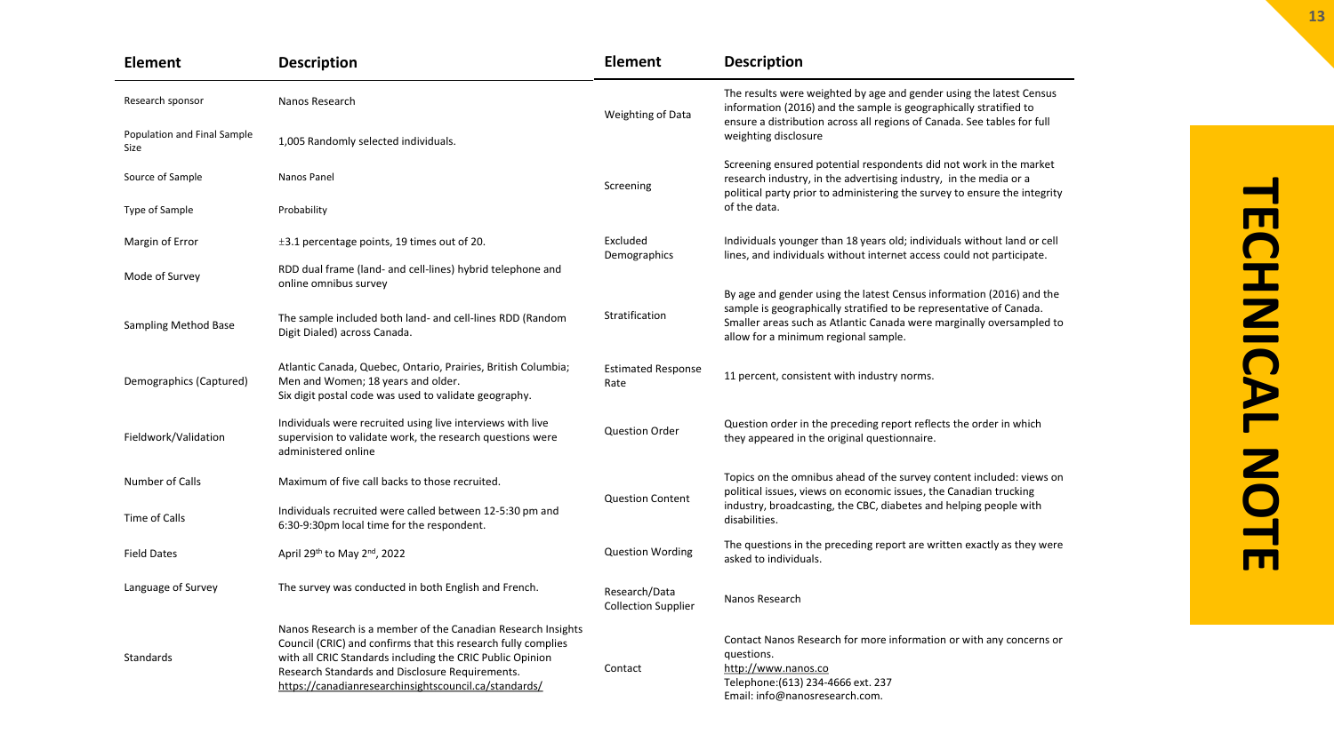# TECHNICAL NOTE

| Element | Description |
| --- | --- |
| Research sponsor | Nanos Research |
| Population and Final Sample Size | 1,005 Randomly selected individuals. |
| Source of Sample | Nanos Panel |
| Type of Sample | Probability |
| Margin of Error | ±3.1 percentage points, 19 times out of 20. |
| Mode of Survey | RDD dual frame (land- and cell-lines) hybrid telephone and online omnibus survey |
| Sampling Method Base | The sample included both land- and cell-lines RDD (Random Digit Dialed) across Canada. |
| Demographics (Captured) | Atlantic Canada, Quebec, Ontario, Prairies, British Columbia; Men and Women; 18 years and older. Six digit postal code was used to validate geography. |
| Fieldwork/Validation | Individuals were recruited using live interviews with live supervision to validate work, the research questions were administered online |
| Number of Calls | Maximum of five call backs to those recruited. |
| Time of Calls | Individuals recruited were called between 12-5:30 pm and 6:30-9:30pm local time for the respondent. |
| Field Dates | April 29th to May 2nd, 2022 |
| Language of Survey | The survey was conducted in both English and French. |
| Standards | Nanos Research is a member of the Canadian Research Insights Council (CRIC) and confirms that this research fully complies with all CRIC Standards including the CRIC Public Opinion Research Standards and Disclosure Requirements. https://canadianresearchinsightscouncil.ca/standards/ |

| Element | Description |
| --- | --- |
| Weighting of Data | The results were weighted by age and gender using the latest Census information (2016) and the sample is geographically stratified to ensure a distribution across all regions of Canada. See tables for full weighting disclosure |
| Screening | Screening ensured potential respondents did not work in the market research industry, in the advertising industry, in the media or a political party prior to administering the survey to ensure the integrity of the data. |
| Excluded Demographics | Individuals younger than 18 years old; individuals without land or cell lines, and individuals without internet access could not participate. |
| Stratification | By age and gender using the latest Census information (2016) and the sample is geographically stratified to be representative of Canada. Smaller areas such as Atlantic Canada were marginally oversampled to allow for a minimum regional sample. |
| Estimated Response Rate | 11 percent, consistent with industry norms. |
| Question Order | Question order in the preceding report reflects the order in which they appeared in the original questionnaire. |
| Question Content | Topics on the omnibus ahead of the survey content included: views on political issues, views on economic issues, the Canadian trucking industry, broadcasting, the CBC, diabetes and helping people with disabilities. |
| Question Wording | The questions in the preceding report are written exactly as they were asked to individuals. |
| Research/Data Collection Supplier | Nanos Research |
| Contact | Contact Nanos Research for more information or with any concerns or questions. http://www.nanos.co Telephone:(613) 234-4666 ext. 237 Email: info@nanosresearch.com. |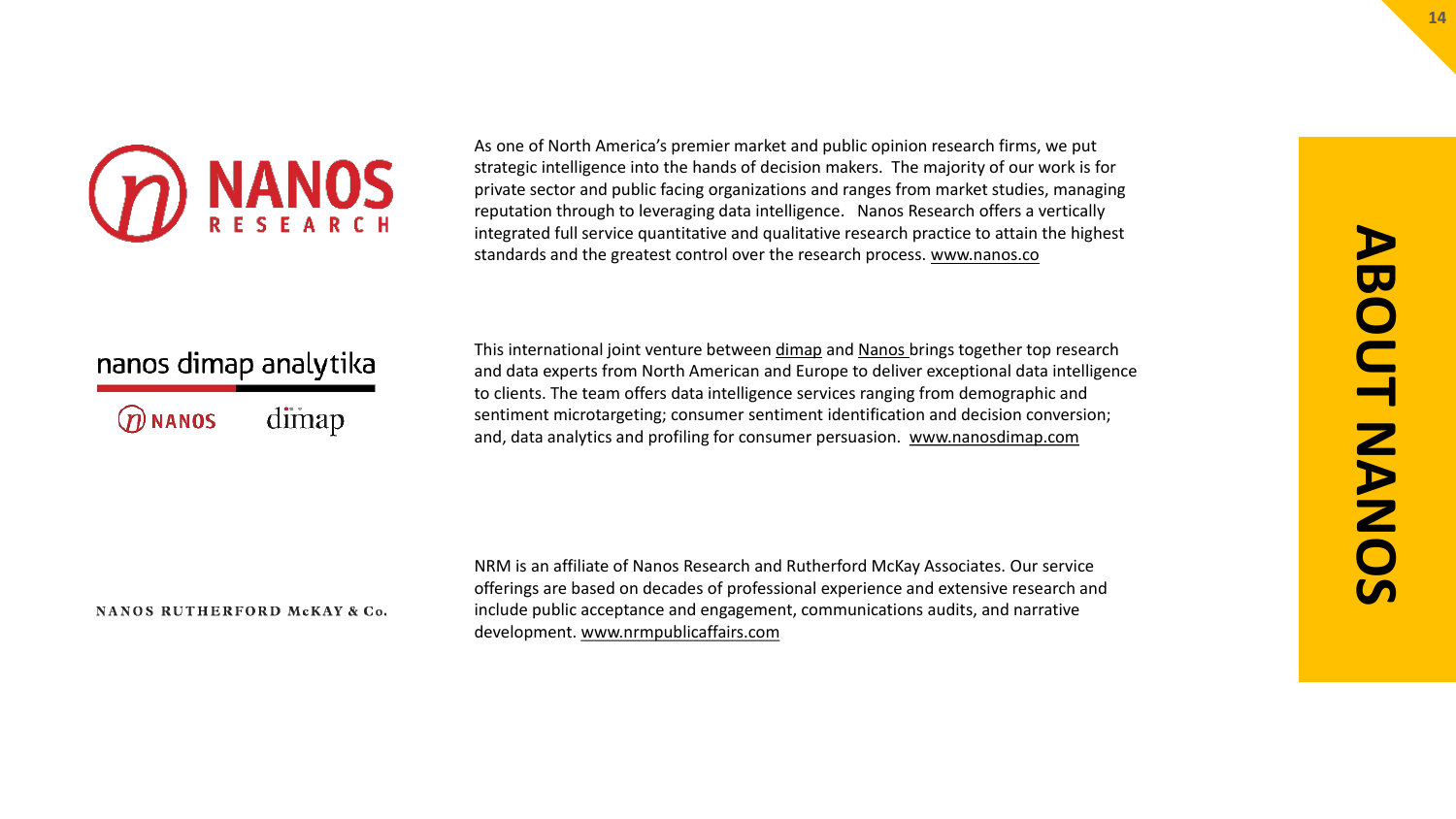# ABOUT NANOS

**NANOS RESEARCH**

As one of North America's premier market and public opinion research firms, we put strategic intelligence into the hands of decision makers. The majority of our work is for private sector and public facing organizations and ranges from market studies, managing reputation through to leveraging data intelligence. Nanos Research offers a vertically integrated full service quantitative and qualitative research practice to attain the highest standards and the greatest control over the research process. www.nanos.co

**nanos dimap analytika**

This international joint venture between dimap and Nanos brings together top research and data experts from North American and Europe to deliver exceptional data intelligence to clients. The team offers data intelligence services ranging from demographic and sentiment microtargeting; consumer sentiment identification and decision conversion; and, data analytics and profiling for consumer persuasion. www.nanosdimap.com

**NANOS RUTHERFORD McKAY & Co.**

NRM is an affiliate of Nanos Research and Rutherford McKay Associates. Our service offerings are based on decades of professional experience and extensive research and include public acceptance and engagement, communications audits, and narrative development. www.nrmpublicaffairs.com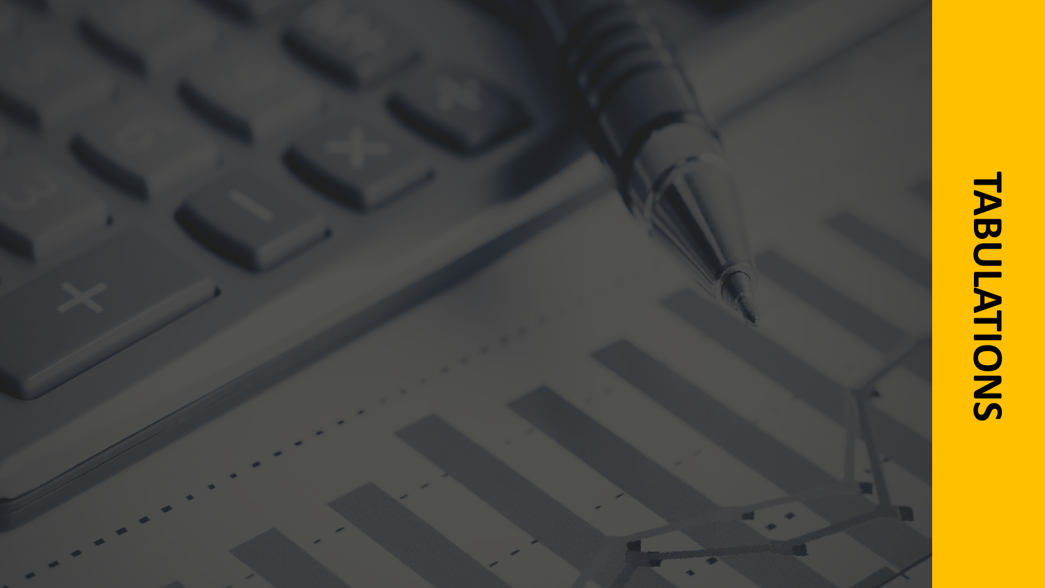# TABULATIONS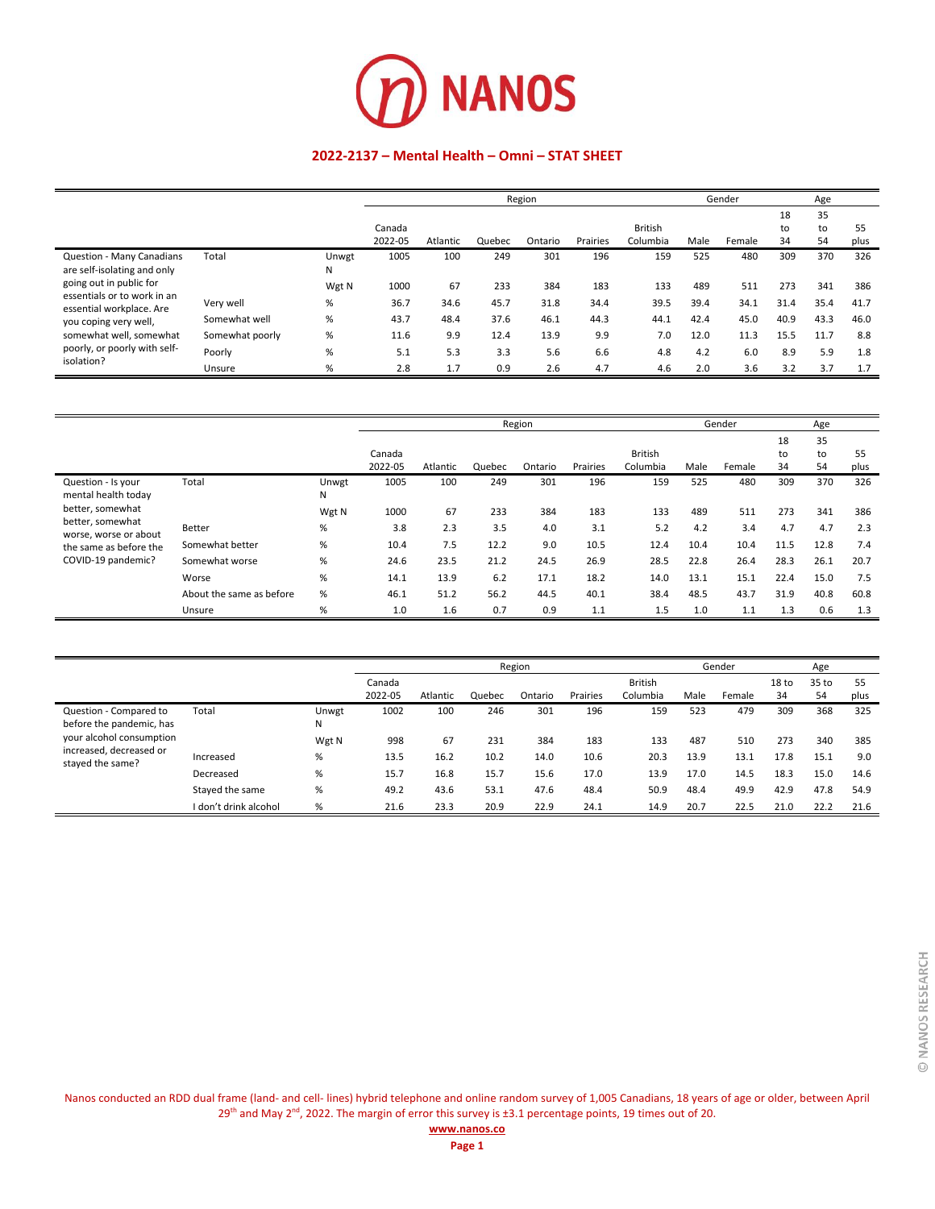# NANOS

## 2022-2137 – Mental Health – Omni – STAT SHEET

| | | | Region | | | | | | Gender | | Age | | |
|---|---|---|---|---|---|---|---|---|---|---|---|---|---|
| | | | Canada 2022-05 | Atlantic | Quebec | Ontario | Prairies | British Columbia | Male | Female | 18 to 34 | 35 to 54 | 55 plus |
| Question - Many Canadians are self-isolating and only going out in public for essentials or to work in an essential workplace. Are you coping very well, somewhat well, somewhat poorly, or poorly with self-isolation? | Total | Unwgt N | 1005 | 100 | 249 | 301 | 196 | 159 | 525 | 480 | 309 | 370 | 326 |
| | | Wgt N | 1000 | 67 | 233 | 384 | 183 | 133 | 489 | 511 | 273 | 341 | 386 |
| | Very well | % | 36.7 | 34.6 | 45.7 | 31.8 | 34.4 | 39.5 | 39.4 | 34.1 | 31.4 | 35.4 | 41.7 |
| | Somewhat well | % | 43.7 | 48.4 | 37.6 | 46.1 | 44.3 | 44.1 | 42.4 | 45.0 | 40.9 | 43.3 | 46.0 |
| | Somewhat poorly | % | 11.6 | 9.9 | 12.4 | 13.9 | 9.9 | 7.0 | 12.0 | 11.3 | 15.5 | 11.7 | 8.8 |
| | Poorly | % | 5.1 | 5.3 | 3.3 | 5.6 | 6.6 | 4.8 | 4.2 | 6.0 | 8.9 | 5.9 | 1.8 |
| | Unsure | % | 2.8 | 1.7 | 0.9 | 2.6 | 4.7 | 4.6 | 2.0 | 3.6 | 3.2 | 3.7 | 1.7 |

| | | | Region | | | | | | Gender | | Age | | |
|---|---|---|---|---|---|---|---|---|---|---|---|---|---|
| | | | Canada 2022-05 | Atlantic | Quebec | Ontario | Prairies | British Columbia | Male | Female | 18 to 34 | 35 to 54 | 55 plus |
| Question - Is your mental health today better, somewhat better, somewhat worse, worse or about the same as before the COVID-19 pandemic? | Total | Unwgt N | 1005 | 100 | 249 | 301 | 196 | 159 | 525 | 480 | 309 | 370 | 326 |
| | | Wgt N | 1000 | 67 | 233 | 384 | 183 | 133 | 489 | 511 | 273 | 341 | 386 |
| | Better | % | 3.8 | 2.3 | 3.5 | 4.0 | 3.1 | 5.2 | 4.2 | 3.4 | 4.7 | 4.7 | 2.3 |
| | Somewhat better | % | 10.4 | 7.5 | 12.2 | 9.0 | 10.5 | 12.4 | 10.4 | 10.4 | 11.5 | 12.8 | 7.4 |
| | Somewhat worse | % | 24.6 | 23.5 | 21.2 | 24.5 | 26.9 | 28.5 | 22.8 | 26.4 | 28.3 | 26.1 | 20.7 |
| | Worse | % | 14.1 | 13.9 | 6.2 | 17.1 | 18.2 | 14.0 | 13.1 | 15.1 | 22.4 | 15.0 | 7.5 |
| | About the same as before | % | 46.1 | 51.2 | 56.2 | 44.5 | 40.1 | 38.4 | 48.5 | 43.7 | 31.9 | 40.8 | 60.8 |
| | Unsure | % | 1.0 | 1.6 | 0.7 | 0.9 | 1.1 | 1.5 | 1.0 | 1.1 | 1.3 | 0.6 | 1.3 |

| | | | Region | | | | | | Gender | | Age | | |
|---|---|---|---|---|---|---|---|---|---|---|---|---|---|
| | | | Canada 2022-05 | Atlantic | Quebec | Ontario | Prairies | British Columbia | Male | Female | 18 to 34 | 35 to 54 | 55 plus |
| Question - Compared to before the pandemic, has your alcohol consumption increased, decreased or stayed the same? | Total | Unwgt N | 1002 | 100 | 246 | 301 | 196 | 159 | 523 | 479 | 309 | 368 | 325 |
| | | Wgt N | 998 | 67 | 231 | 384 | 183 | 133 | 487 | 510 | 273 | 340 | 385 |
| | Increased | % | 13.5 | 16.2 | 10.2 | 14.0 | 10.6 | 20.3 | 13.9 | 13.1 | 17.8 | 15.1 | 9.0 |
| | Decreased | % | 15.7 | 16.8 | 15.7 | 15.6 | 17.0 | 13.9 | 17.0 | 14.5 | 18.3 | 15.0 | 14.6 |
| | Stayed the same | % | 49.2 | 43.6 | 53.1 | 47.6 | 48.4 | 50.9 | 48.4 | 49.9 | 42.9 | 47.8 | 54.9 |
| | I don't drink alcohol | % | 21.6 | 23.3 | 20.9 | 22.9 | 24.1 | 14.9 | 20.7 | 22.5 | 21.0 | 22.2 | 21.6 |

Nanos conducted an RDD dual frame (land- and cell- lines) hybrid telephone and online random survey of 1,005 Canadians, 18 years of age or older, between April 29th and May 2nd, 2022. The margin of error this survey is ±3.1 percentage points, 19 times out of 20.

www.nanos.co

© NANOS RESEARCH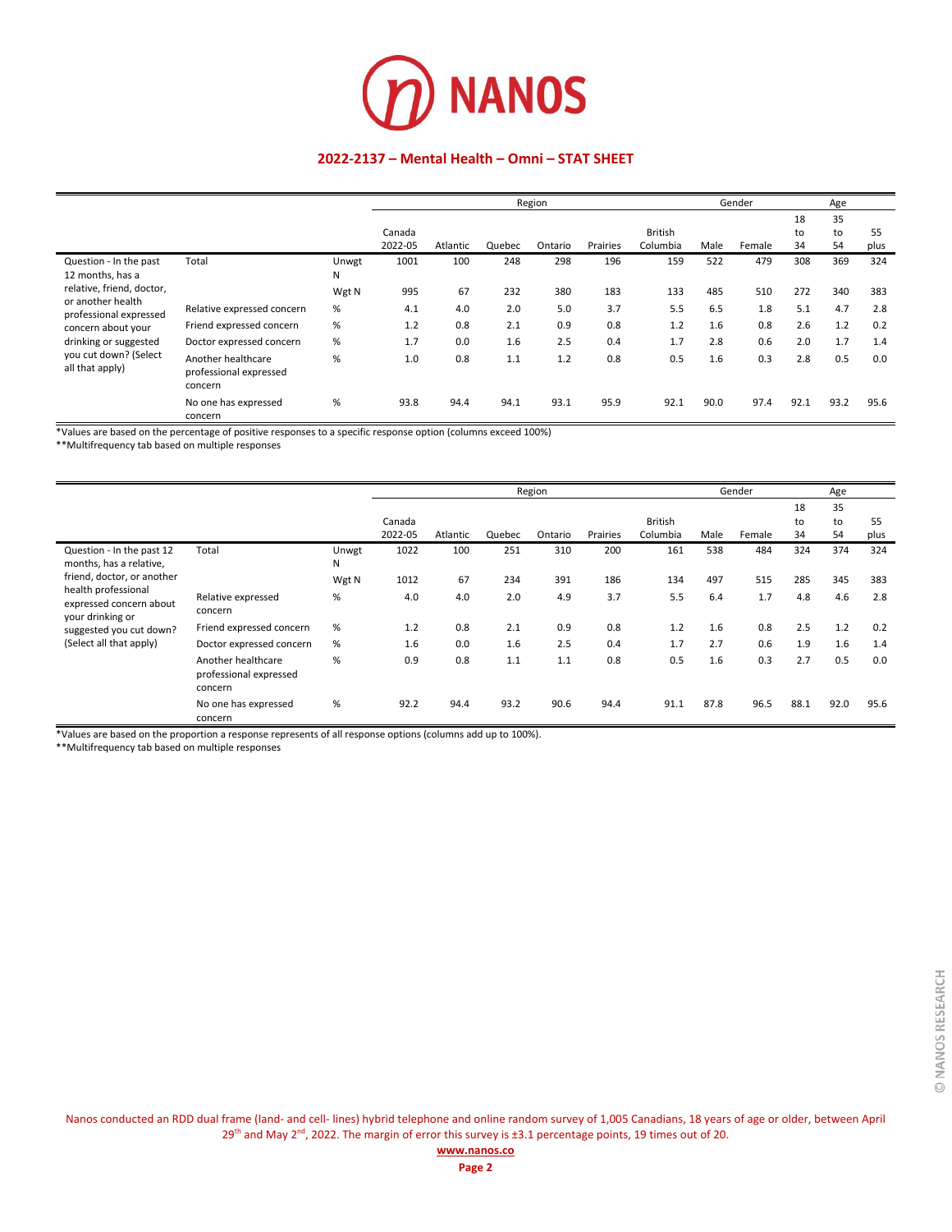# NANOS

## 2022-2137 – Mental Health – Omni – STAT SHEET

| | | | Region | | | | | | Gender | | Age | | |
|---|---|---|---|---|---|---|---|---|---|---|---|---|---|
| | | | Canada 2022-05 | Atlantic | Quebec | Ontario | Prairies | British Columbia | Male | Female | 18 to 34 | 35 to 54 | 55 plus |
| Question - In the past 12 months, has a relative, friend, doctor, or another health professional expressed concern about your drinking or suggested you cut down? (Select all that apply) | Total | Unwgt N | 1001 | 100 | 248 | 298 | 196 | 159 | 522 | 479 | 308 | 369 | 324 |
| | | Wgt N | 995 | 67 | 232 | 380 | 183 | 133 | 485 | 510 | 272 | 340 | 383 |
| | Relative expressed concern | % | 4.1 | 4.0 | 2.0 | 5.0 | 3.7 | 5.5 | 6.5 | 1.8 | 5.1 | 4.7 | 2.8 |
| | Friend expressed concern | % | 1.2 | 0.8 | 2.1 | 0.9 | 0.8 | 1.2 | 1.6 | 0.8 | 2.6 | 1.2 | 0.2 |
| | Doctor expressed concern | % | 1.7 | 0.0 | 1.6 | 2.5 | 0.4 | 1.7 | 2.8 | 0.6 | 2.0 | 1.7 | 1.4 |
| | Another healthcare professional expressed concern | % | 1.0 | 0.8 | 1.1 | 1.2 | 0.8 | 0.5 | 1.6 | 0.3 | 2.8 | 0.5 | 0.0 |
| | No one has expressed concern | % | 93.8 | 94.4 | 94.1 | 93.1 | 95.9 | 92.1 | 90.0 | 97.4 | 92.1 | 93.2 | 95.6 |

*Values are based on the percentage of positive responses to a specific response option (columns exceed 100%)
**Multifrequency tab based on multiple responses

| | | | Region | | | | | | Gender | | Age | | |
|---|---|---|---|---|---|---|---|---|---|---|---|---|---|
| | | | Canada 2022-05 | Atlantic | Quebec | Ontario | Prairies | British Columbia | Male | Female | 18 to 34 | 35 to 54 | 55 plus |
| Question - In the past 12 months, has a relative, friend, doctor, or another health professional expressed concern about your drinking or suggested you cut down? (Select all that apply) | Total | Unwgt N | 1022 | 100 | 251 | 310 | 200 | 161 | 538 | 484 | 324 | 374 | 324 |
| | | Wgt N | 1012 | 67 | 234 | 391 | 186 | 134 | 497 | 515 | 285 | 345 | 383 |
| | Relative expressed concern | % | 4.0 | 4.0 | 2.0 | 4.9 | 3.7 | 5.5 | 6.4 | 1.7 | 4.8 | 4.6 | 2.8 |
| | Friend expressed concern | % | 1.2 | 0.8 | 2.1 | 0.9 | 0.8 | 1.2 | 1.6 | 0.8 | 2.5 | 1.2 | 0.2 |
| | Doctor expressed concern | % | 1.6 | 0.0 | 1.6 | 2.5 | 0.4 | 1.7 | 2.7 | 0.6 | 1.9 | 1.6 | 1.4 |
| | Another healthcare professional expressed concern | % | 0.9 | 0.8 | 1.1 | 1.1 | 0.8 | 0.5 | 1.6 | 0.3 | 2.7 | 0.5 | 0.0 |
| | No one has expressed concern | % | 92.2 | 94.4 | 93.2 | 90.6 | 94.4 | 91.1 | 87.8 | 96.5 | 88.1 | 92.0 | 95.6 |

*Values are based on the proportion a response represents of all response options (columns add up to 100%).
**Multifrequency tab based on multiple responses

Nanos conducted an RDD dual frame (land- and cell- lines) hybrid telephone and online random survey of 1,005 Canadians, 18 years of age or older, between April 29th and May 2nd, 2022. The margin of error this survey is ±3.1 percentage points, 19 times out of 20.

www.nanos.co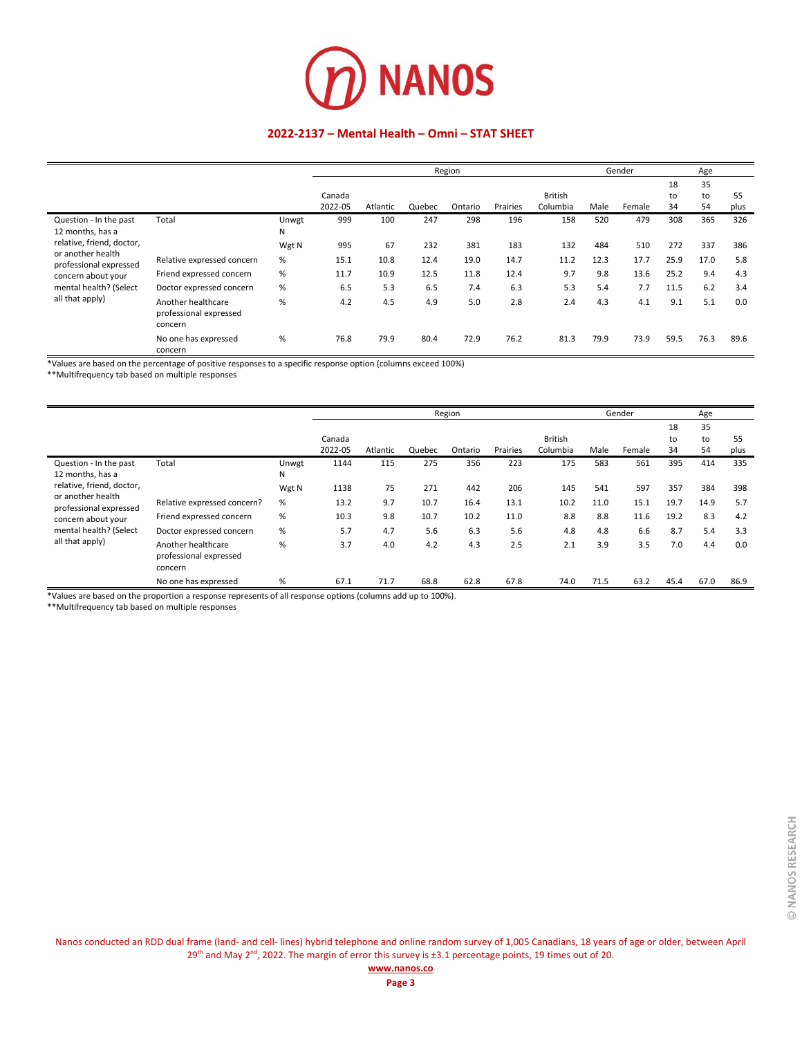## 2022-2137 – Mental Health – Omni – STAT SHEET

| | | | Region | | | | | | Gender | | Age | | |
|---|---|---|---|---|---|---|---|---|---|---|---|---|---|
| | | | Canada 2022-05 | Atlantic | Quebec | Ontario | Prairies | British Columbia | Male | Female | 18 to 34 | 35 to 54 | 55 plus |
| Question - In the past 12 months, has a relative, friend, doctor, or another health professional expressed concern about your mental health? (Select all that apply) | Total | Unwgt N | 999 | 100 | 247 | 298 | 196 | 158 | 520 | 479 | 308 | 365 | 326 |
| | | Wgt N | 995 | 67 | 232 | 381 | 183 | 132 | 484 | 510 | 272 | 337 | 386 |
| | Relative expressed concern | % | 15.1 | 10.8 | 12.4 | 19.0 | 14.7 | 11.2 | 12.3 | 17.7 | 25.9 | 17.0 | 5.8 |
| | Friend expressed concern | % | 11.7 | 10.9 | 12.5 | 11.8 | 12.4 | 9.7 | 9.8 | 13.6 | 25.2 | 9.4 | 4.3 |
| | Doctor expressed concern | % | 6.5 | 5.3 | 6.5 | 7.4 | 6.3 | 5.3 | 5.4 | 7.7 | 11.5 | 6.2 | 3.4 |
| | Another healthcare professional expressed concern | % | 4.2 | 4.5 | 4.9 | 5.0 | 2.8 | 2.4 | 4.3 | 4.1 | 9.1 | 5.1 | 0.0 |
| | No one has expressed concern | % | 76.8 | 79.9 | 80.4 | 72.9 | 76.2 | 81.3 | 79.9 | 73.9 | 59.5 | 76.3 | 89.6 |

*Values are based on the percentage of positive responses to a specific response option (columns exceed 100%)
**Multifrequency tab based on multiple responses

| | | | Region | | | | | | Gender | | Age | | |
|---|---|---|---|---|---|---|---|---|---|---|---|---|---|
| | | | Canada 2022-05 | Atlantic | Quebec | Ontario | Prairies | British Columbia | Male | Female | 18 to 34 | 35 to 54 | 55 plus |
| Question - In the past 12 months, has a relative, friend, doctor, or another health professional expressed concern about your mental health? (Select all that apply) | Total | Unwgt N | 1144 | 115 | 275 | 356 | 223 | 175 | 583 | 561 | 395 | 414 | 335 |
| | | Wgt N | 1138 | 75 | 271 | 442 | 206 | 145 | 541 | 597 | 357 | 384 | 398 |
| | Relative expressed concern? | % | 13.2 | 9.7 | 10.7 | 16.4 | 13.1 | 10.2 | 11.0 | 15.1 | 19.7 | 14.9 | 5.7 |
| | Friend expressed concern | % | 10.3 | 9.8 | 10.7 | 10.2 | 11.0 | 8.8 | 8.8 | 11.6 | 19.2 | 8.3 | 4.2 |
| | Doctor expressed concern | % | 5.7 | 4.7 | 5.6 | 6.3 | 5.6 | 4.8 | 4.8 | 6.6 | 8.7 | 5.4 | 3.3 |
| | Another healthcare professional expressed concern | % | 3.7 | 4.0 | 4.2 | 4.3 | 2.5 | 2.1 | 3.9 | 3.5 | 7.0 | 4.4 | 0.0 |
| | No one has expressed | % | 67.1 | 71.7 | 68.8 | 62.8 | 67.8 | 74.0 | 71.5 | 63.2 | 45.4 | 67.0 | 86.9 |

*Values are based on the proportion a response represents of all response options (columns add up to 100%).
**Multifrequency tab based on multiple responses

Nanos conducted an RDD dual frame (land- and cell- lines) hybrid telephone and online random survey of 1,005 Canadians, 18 years of age or older, between April 29th and May 2nd, 2022. The margin of error for this survey is ±3.1 percentage points, 19 times out of 20.

www.nanos.co